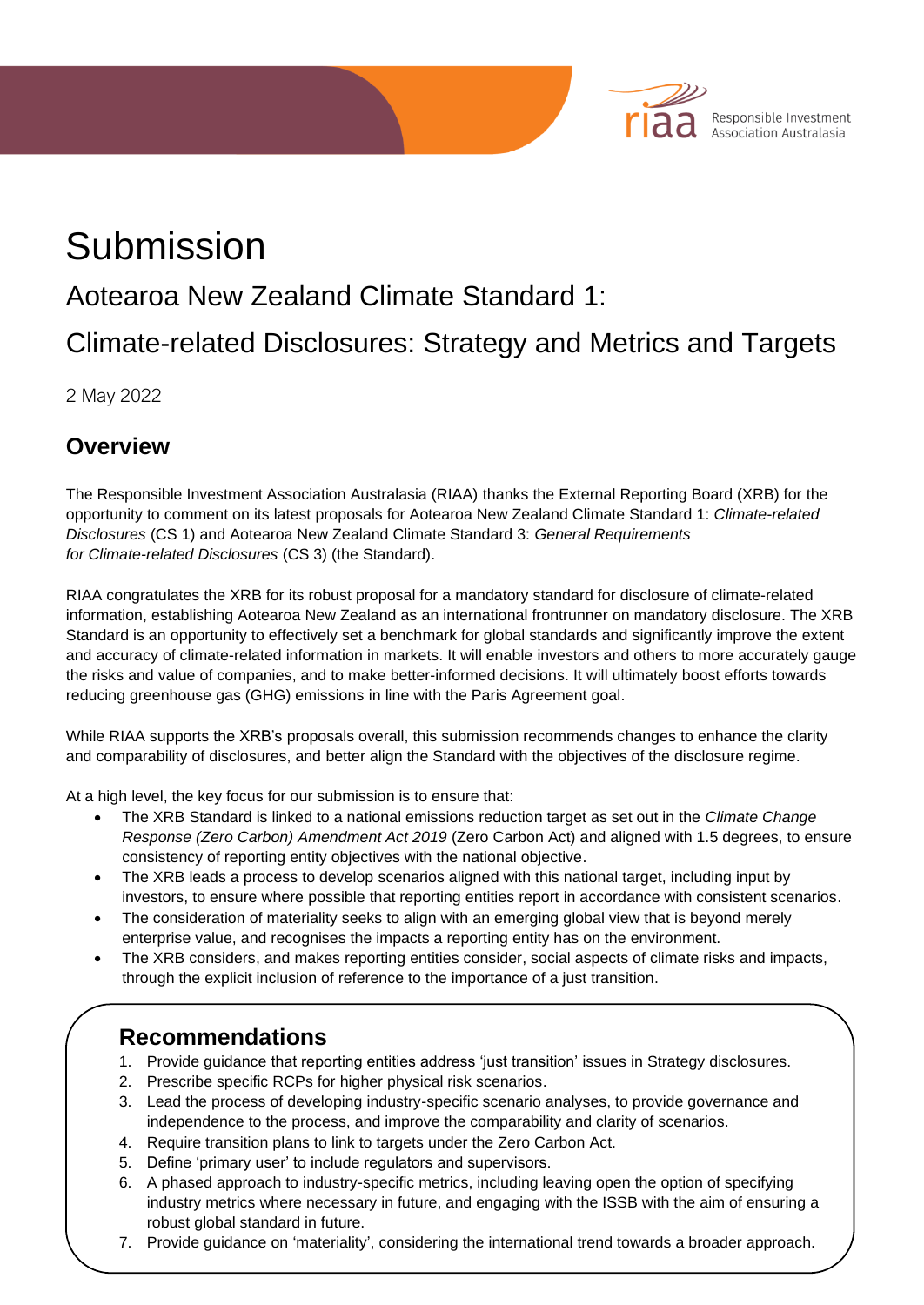# Submission

## Aotearoa New Zealand Climate Standard 1:

## Climate-related Disclosures: Strategy and Metrics and Targets

2 May 2022

### Overview

The Responsible Investment Association Australasia (RIAA) thanks the External Reporting Board (XRB) for the opportunity to comment on its latest proposals for Aotearoa New Zealand Climate Standard 1: *Climate-related Disclosures* (CS 1) and Aotearoa New Zealand Climate Standard 3: *General Requirements for Climate-related Disclosures* (CS 3) (the Standard).

RIAA congratulates the XRB for its robust proposal for a mandatory standard for disclosure of climate-related information, establishing Aotearoa New Zealand as an international frontrunner on mandatory disclosure. The XRB Standard is an opportunity to effectively set a benchmark for global standards and significantly improve the extent and accuracy of climate-related information in markets. It will enable investors and others to more accurately gauge the risks and value of companies, and to make better-informed decisions. It will ultimately boost efforts towards reducing greenhouse gas (GHG) emissions in line with the Paris Agreement goal.

While RIAA supports the XRB's proposals overall, this submission recommends changes to enhance the clarity and comparability of disclosures, and better align the Standard with the objectives of the disclosure regime.

At a high level, the key focus for our submission is to ensure that:

- The XRB Standard is linked to a national emissions reduction target as set out in the *Climate Change Response (Zero Carbon) Amendment Act 2019* (Zero Carbon Act) and aligned with 1.5 degrees, to ensure consistency of reporting entity objectives with the national objective.
- The XRB leads a process to develop scenarios aligned with this national target, including input by investors, to ensure where possible that reporting entities report in accordance with consistent scenarios.
- The consideration of materiality seeks to align with an emerging global view that is beyond merely enterprise value, and recognises the impacts a reporting entity has on the environment.
- The XRB considers, and makes reporting entities consider, social aspects of climate risks and impacts, through the explicit inclusion of reference to the importance of a just transition.

### Recommendations

1. Provide guidance that reporting entities address 'just transition' issues in Strategy disclosures.
2. Prescribe specific RCPs for higher physical risk scenarios.
3. Lead the process of developing industry-specific scenario analyses, to provide governance and independence to the process, and improve the comparability and clarity of scenarios.
4. Require transition plans to link to targets under the Zero Carbon Act.
5. Define 'primary user' to include regulators and supervisors.
6. A phased approach to industry-specific metrics, including leaving open the option of specifying industry metrics where necessary in future, and engaging with the ISSB with the aim of ensuring a robust global standard in future.
7. Provide guidance on 'materiality', considering the international trend towards a broader approach.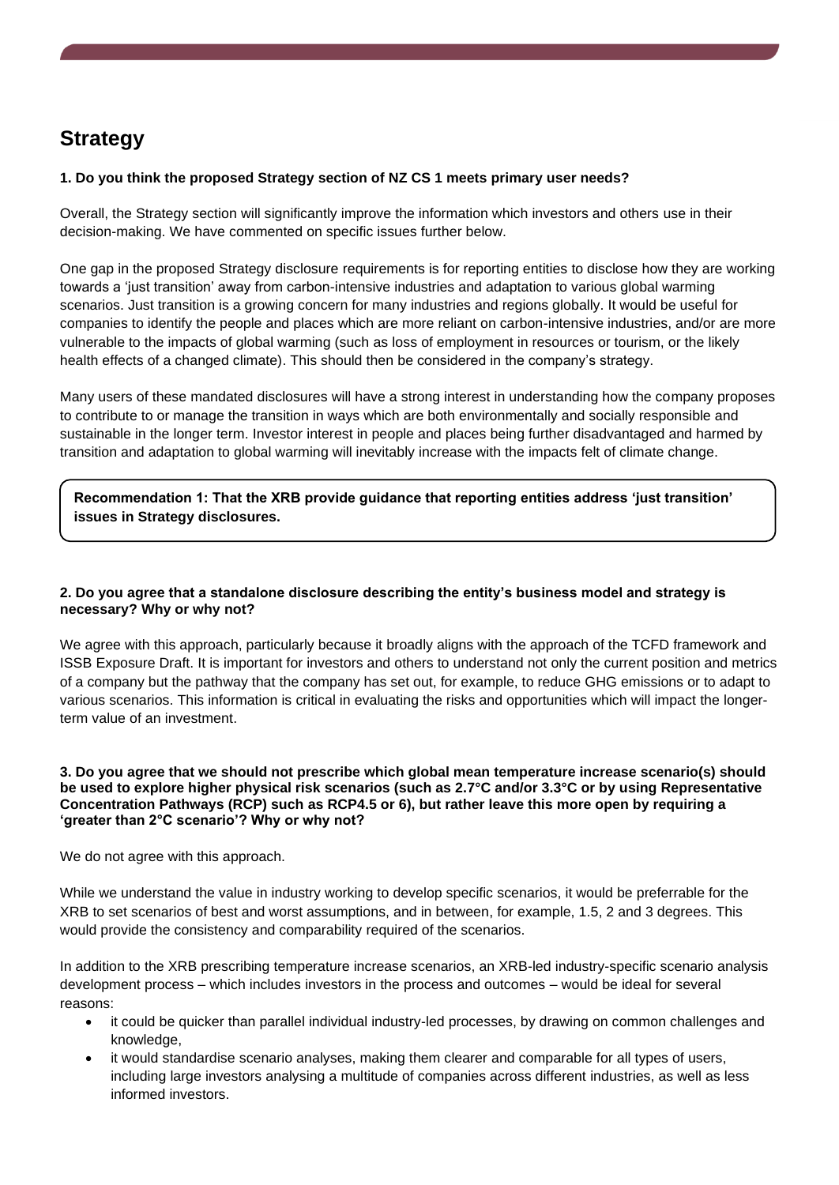## Strategy

**1. Do you think the proposed Strategy section of NZ CS 1 meets primary user needs?**

Overall, the Strategy section will significantly improve the information which investors and others use in their decision-making. We have commented on specific issues further below.

One gap in the proposed Strategy disclosure requirements is for reporting entities to disclose how they are working towards a 'just transition' away from carbon-intensive industries and adaptation to various global warming scenarios. Just transition is a growing concern for many industries and regions globally. It would be useful for companies to identify the people and places which are more reliant on carbon-intensive industries, and/or are more vulnerable to the impacts of global warming (such as loss of employment in resources or tourism, or the likely health effects of a changed climate). This should then be considered in the company's strategy.

Many users of these mandated disclosures will have a strong interest in understanding how the company proposes to contribute to or manage the transition in ways which are both environmentally and socially responsible and sustainable in the longer term. Investor interest in people and places being further disadvantaged and harmed by transition and adaptation to global warming will inevitably increase with the impacts felt of climate change.

**Recommendation 1: That the XRB provide guidance that reporting entities address 'just transition' issues in Strategy disclosures.**

**2. Do you agree that a standalone disclosure describing the entity's business model and strategy is necessary? Why or why not?**

We agree with this approach, particularly because it broadly aligns with the approach of the TCFD framework and ISSB Exposure Draft. It is important for investors and others to understand not only the current position and metrics of a company but the pathway that the company has set out, for example, to reduce GHG emissions or to adapt to various scenarios. This information is critical in evaluating the risks and opportunities which will impact the longer-term value of an investment.

**3. Do you agree that we should not prescribe which global mean temperature increase scenario(s) should be used to explore higher physical risk scenarios (such as 2.7°C and/or 3.3°C or by using Representative Concentration Pathways (RCP) such as RCP4.5 or 6), but rather leave this more open by requiring a 'greater than 2°C scenario'? Why or why not?**

We do not agree with this approach.

While we understand the value in industry working to develop specific scenarios, it would be preferrable for the XRB to set scenarios of best and worst assumptions, and in between, for example, 1.5, 2 and 3 degrees. This would provide the consistency and comparability required of the scenarios.

In addition to the XRB prescribing temperature increase scenarios, an XRB-led industry-specific scenario analysis development process – which includes investors in the process and outcomes – would be ideal for several reasons:

- it could be quicker than parallel individual industry-led processes, by drawing on common challenges and knowledge,
- it would standardise scenario analyses, making them clearer and comparable for all types of users, including large investors analysing a multitude of companies across different industries, as well as less informed investors.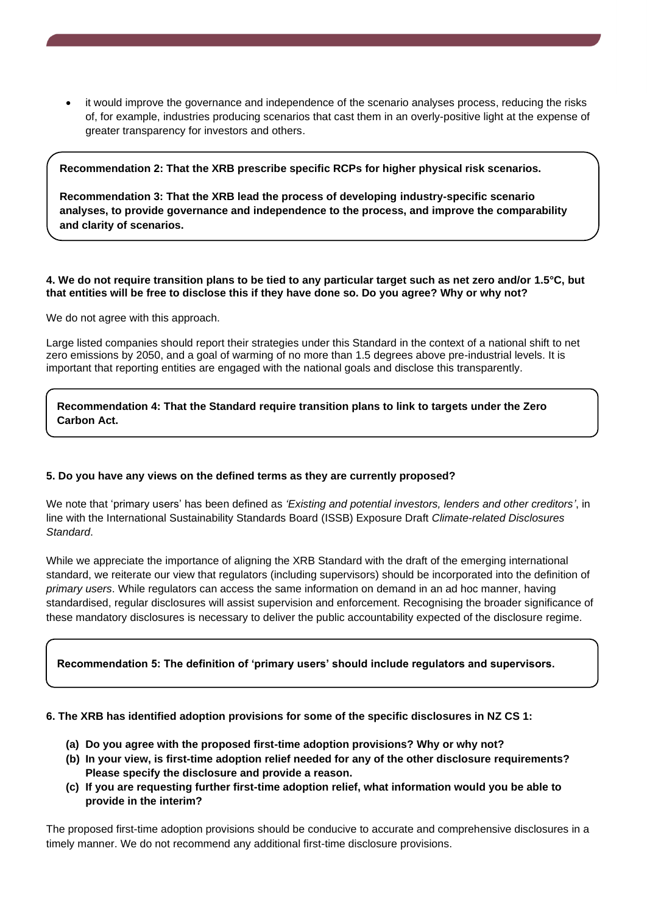- it would improve the governance and independence of the scenario analyses process, reducing the risks of, for example, industries producing scenarios that cast them in an overly-positive light at the expense of greater transparency for investors and others.

**Recommendation 2: That the XRB prescribe specific RCPs for higher physical risk scenarios.**

**Recommendation 3: That the XRB lead the process of developing industry-specific scenario analyses, to provide governance and independence to the process, and improve the comparability and clarity of scenarios.**

**4. We do not require transition plans to be tied to any particular target such as net zero and/or 1.5°C, but that entities will be free to disclose this if they have done so. Do you agree? Why or why not?**

We do not agree with this approach.

Large listed companies should report their strategies under this Standard in the context of a national shift to net zero emissions by 2050, and a goal of warming of no more than 1.5 degrees above pre-industrial levels. It is important that reporting entities are engaged with the national goals and disclose this transparently.

**Recommendation 4: That the Standard require transition plans to link to targets under the Zero Carbon Act.**

**5. Do you have any views on the defined terms as they are currently proposed?**

We note that 'primary users' has been defined as *'Existing and potential investors, lenders and other creditors'*, in line with the International Sustainability Standards Board (ISSB) Exposure Draft *Climate-related Disclosures Standard*.

While we appreciate the importance of aligning the XRB Standard with the draft of the emerging international standard, we reiterate our view that regulators (including supervisors) should be incorporated into the definition of *primary users*. While regulators can access the same information on demand in an ad hoc manner, having standardised, regular disclosures will assist supervision and enforcement. Recognising the broader significance of these mandatory disclosures is necessary to deliver the public accountability expected of the disclosure regime.

**Recommendation 5: The definition of 'primary users' should include regulators and supervisors.**

**6. The XRB has identified adoption provisions for some of the specific disclosures in NZ CS 1:**

- **(a) Do you agree with the proposed first-time adoption provisions? Why or why not?**
- **(b) In your view, is first-time adoption relief needed for any of the other disclosure requirements? Please specify the disclosure and provide a reason.**
- **(c) If you are requesting further first-time adoption relief, what information would you be able to provide in the interim?**

The proposed first-time adoption provisions should be conducive to accurate and comprehensive disclosures in a timely manner. We do not recommend any additional first-time disclosure provisions.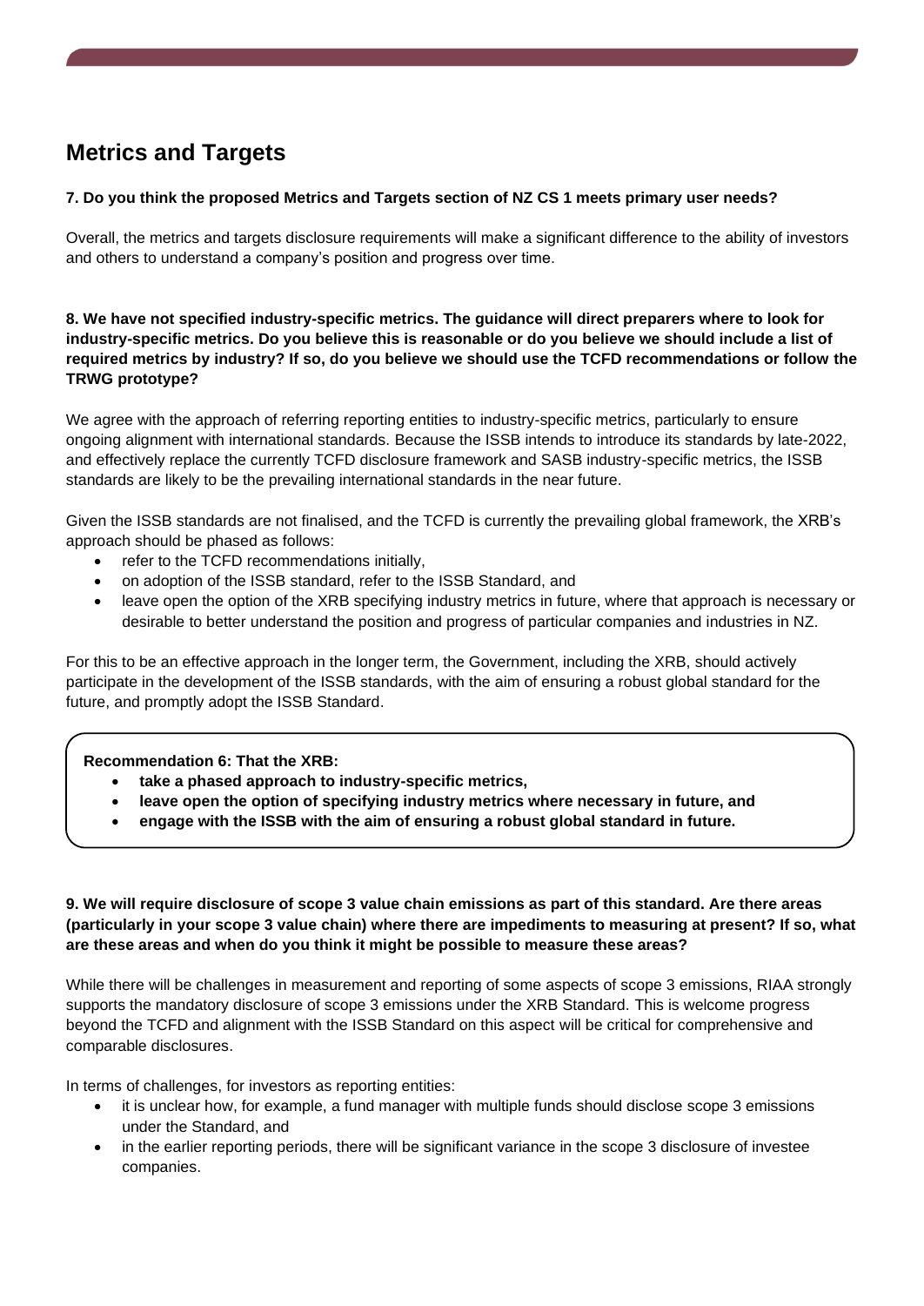## Metrics and Targets

**7. Do you think the proposed Metrics and Targets section of NZ CS 1 meets primary user needs?**

Overall, the metrics and targets disclosure requirements will make a significant difference to the ability of investors and others to understand a company's position and progress over time.

**8. We have not specified industry-specific metrics. The guidance will direct preparers where to look for industry-specific metrics. Do you believe this is reasonable or do you believe we should include a list of required metrics by industry? If so, do you believe we should use the TCFD recommendations or follow the TRWG prototype?**

We agree with the approach of referring reporting entities to industry-specific metrics, particularly to ensure ongoing alignment with international standards. Because the ISSB intends to introduce its standards by late-2022, and effectively replace the currently TCFD disclosure framework and SASB industry-specific metrics, the ISSB standards are likely to be the prevailing international standards in the near future.

Given the ISSB standards are not finalised, and the TCFD is currently the prevailing global framework, the XRB's approach should be phased as follows:

- refer to the TCFD recommendations initially,
- on adoption of the ISSB standard, refer to the ISSB Standard, and
- leave open the option of the XRB specifying industry metrics in future, where that approach is necessary or desirable to better understand the position and progress of particular companies and industries in NZ.

For this to be an effective approach in the longer term, the Government, including the XRB, should actively participate in the development of the ISSB standards, with the aim of ensuring a robust global standard for the future, and promptly adopt the ISSB Standard.

**Recommendation 6: That the XRB:**

- **take a phased approach to industry-specific metrics,**
- **leave open the option of specifying industry metrics where necessary in future, and**
- **engage with the ISSB with the aim of ensuring a robust global standard in future.**

**9. We will require disclosure of scope 3 value chain emissions as part of this standard. Are there areas (particularly in your scope 3 value chain) where there are impediments to measuring at present? If so, what are these areas and when do you think it might be possible to measure these areas?**

While there will be challenges in measurement and reporting of some aspects of scope 3 emissions, RIAA strongly supports the mandatory disclosure of scope 3 emissions under the XRB Standard. This is welcome progress beyond the TCFD and alignment with the ISSB Standard on this aspect will be critical for comprehensive and comparable disclosures.

In terms of challenges, for investors as reporting entities:

- it is unclear how, for example, a fund manager with multiple funds should disclose scope 3 emissions under the Standard, and
- in the earlier reporting periods, there will be significant variance in the scope 3 disclosure of investee companies.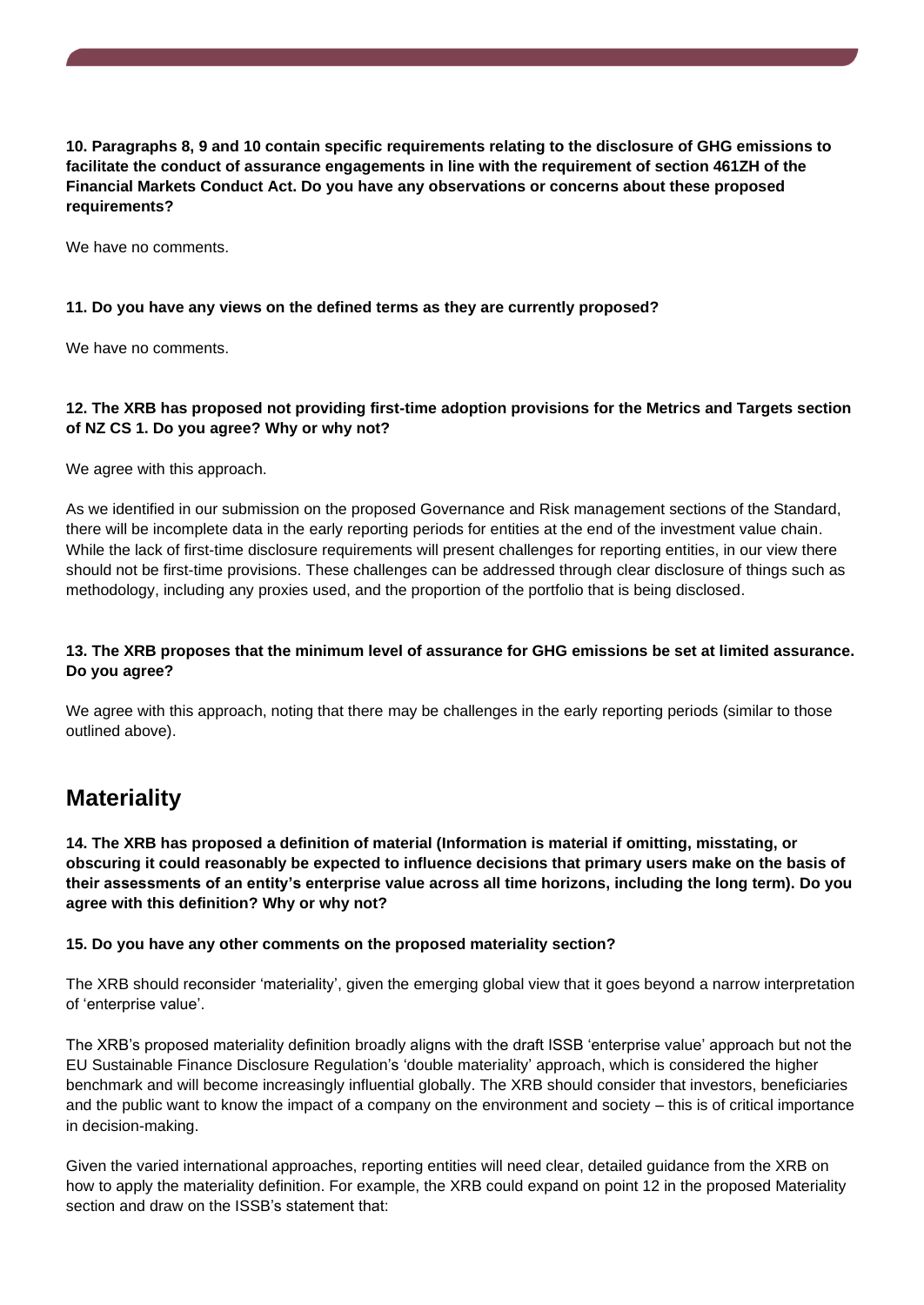**10. Paragraphs 8, 9 and 10 contain specific requirements relating to the disclosure of GHG emissions to facilitate the conduct of assurance engagements in line with the requirement of section 461ZH of the Financial Markets Conduct Act. Do you have any observations or concerns about these proposed requirements?**

We have no comments.

**11. Do you have any views on the defined terms as they are currently proposed?**

We have no comments.

**12. The XRB has proposed not providing first-time adoption provisions for the Metrics and Targets section of NZ CS 1. Do you agree? Why or why not?**

We agree with this approach.

As we identified in our submission on the proposed Governance and Risk management sections of the Standard, there will be incomplete data in the early reporting periods for entities at the end of the investment value chain. While the lack of first-time disclosure requirements will present challenges for reporting entities, in our view there should not be first-time provisions. These challenges can be addressed through clear disclosure of things such as methodology, including any proxies used, and the proportion of the portfolio that is being disclosed.

**13. The XRB proposes that the minimum level of assurance for GHG emissions be set at limited assurance. Do you agree?**

We agree with this approach, noting that there may be challenges in the early reporting periods (similar to those outlined above).

## Materiality

**14. The XRB has proposed a definition of material (Information is material if omitting, misstating, or obscuring it could reasonably be expected to influence decisions that primary users make on the basis of their assessments of an entity's enterprise value across all time horizons, including the long term). Do you agree with this definition? Why or why not?**

**15. Do you have any other comments on the proposed materiality section?**

The XRB should reconsider 'materiality', given the emerging global view that it goes beyond a narrow interpretation of 'enterprise value'.

The XRB's proposed materiality definition broadly aligns with the draft ISSB 'enterprise value' approach but not the EU Sustainable Finance Disclosure Regulation's 'double materiality' approach, which is considered the higher benchmark and will become increasingly influential globally. The XRB should consider that investors, beneficiaries and the public want to know the impact of a company on the environment and society – this is of critical importance in decision-making.

Given the varied international approaches, reporting entities will need clear, detailed guidance from the XRB on how to apply the materiality definition. For example, the XRB could expand on point 12 in the proposed Materiality section and draw on the ISSB's statement that: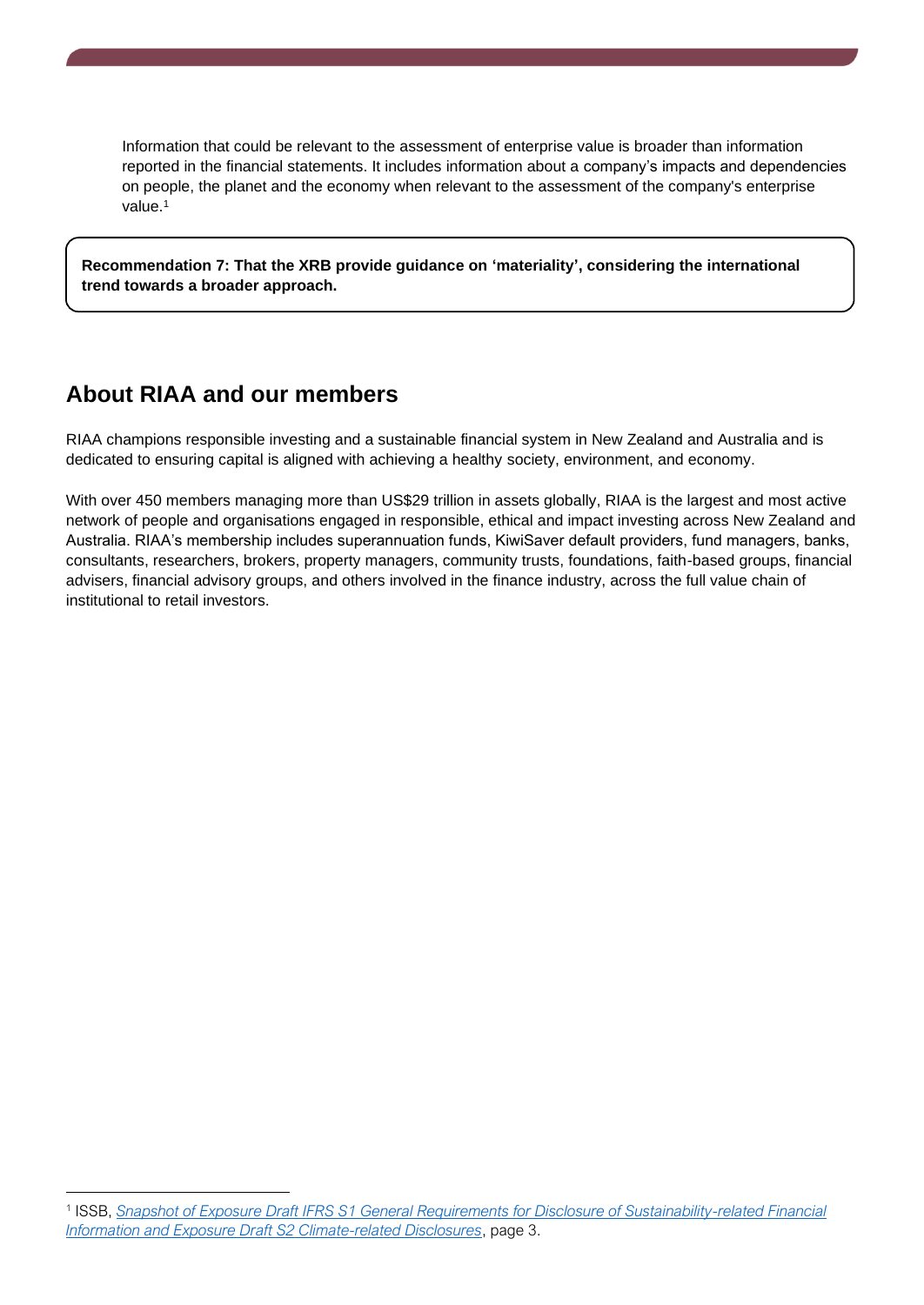Information that could be relevant to the assessment of enterprise value is broader than information reported in the financial statements. It includes information about a company's impacts and dependencies on people, the planet and the economy when relevant to the assessment of the company's enterprise value.[1]

**Recommendation 7: That the XRB provide guidance on 'materiality', considering the international trend towards a broader approach.**

## About RIAA and our members

RIAA champions responsible investing and a sustainable financial system in New Zealand and Australia and is dedicated to ensuring capital is aligned with achieving a healthy society, environment, and economy.

With over 450 members managing more than US$29 trillion in assets globally, RIAA is the largest and most active network of people and organisations engaged in responsible, ethical and impact investing across New Zealand and Australia. RIAA's membership includes superannuation funds, KiwiSaver default providers, fund managers, banks, consultants, researchers, brokers, property managers, community trusts, foundations, faith-based groups, financial advisers, financial advisory groups, and others involved in the finance industry, across the full value chain of institutional to retail investors.

---

[1] ISSB, *Snapshot of Exposure Draft IFRS S1 General Requirements for Disclosure of Sustainability-related Financial Information and Exposure Draft S2 Climate-related Disclosures*, page 3.